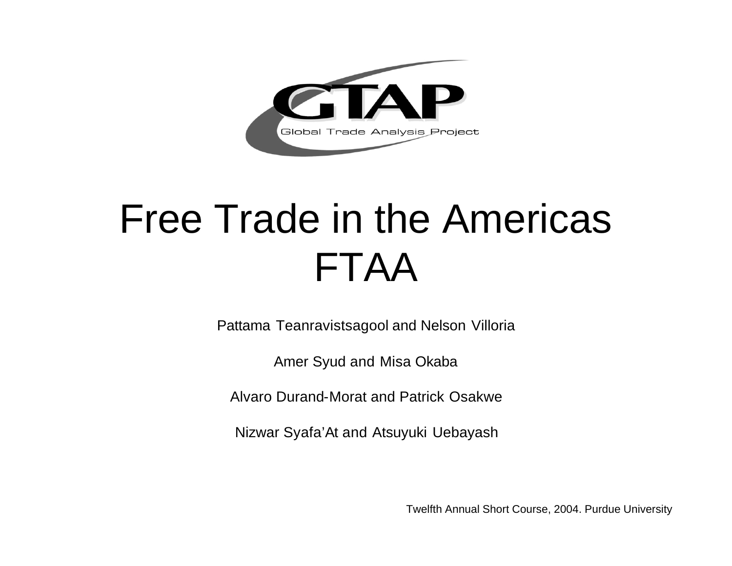# Free Trade in the Americas FTAA

Pattama Teanravistsagool and Nelson Villoria

Amer Syud and Misa Okaba

Alvaro Durand-Morat and Patrick Osakwe

Nizwar Syafa'At and Atsuyuki Uebayash

Twelfth Annual Short Course, 2004. Purdue University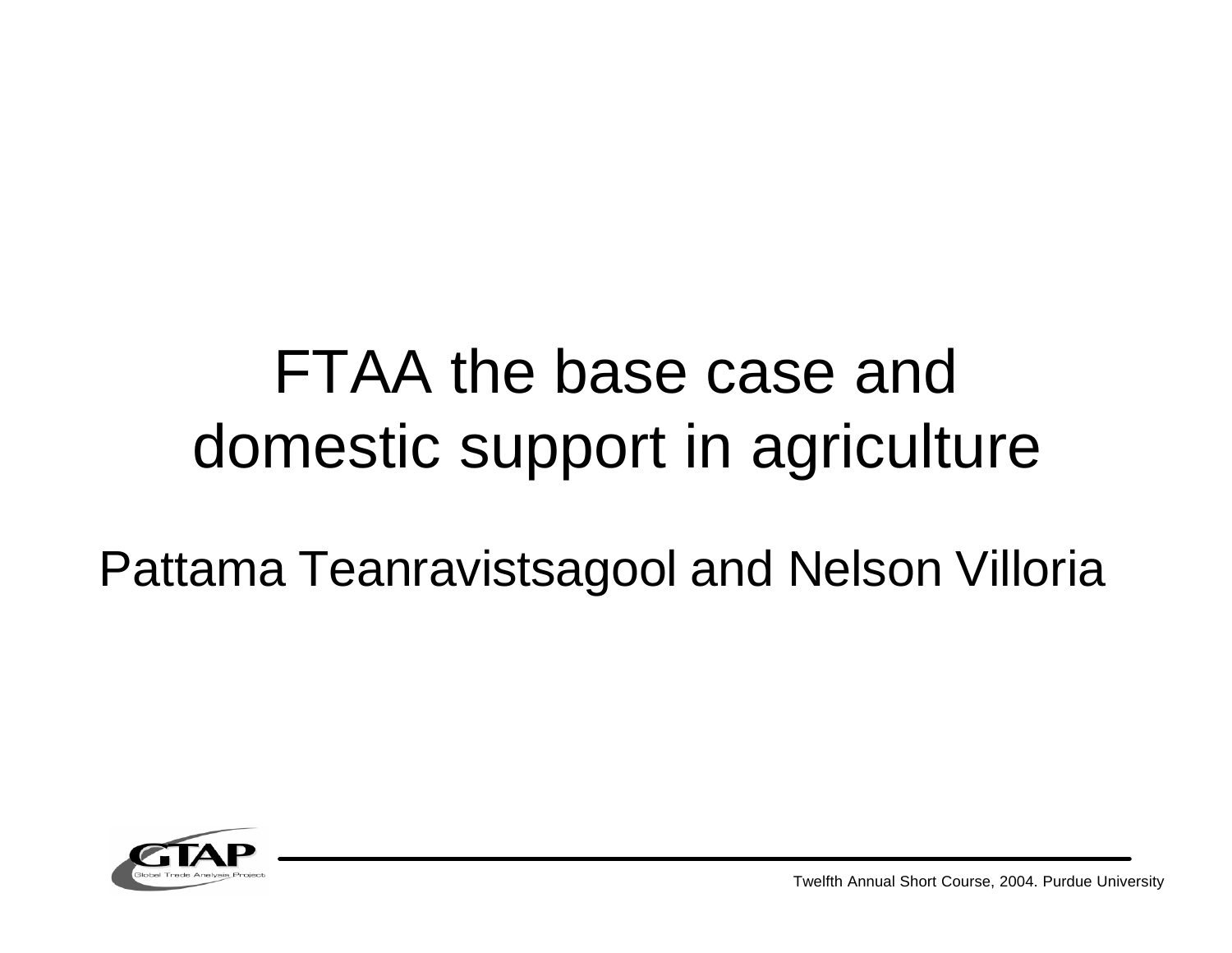# FTAA the base case and domestic support in agriculture

Pattama Teanravistsagool and Nelson Villoria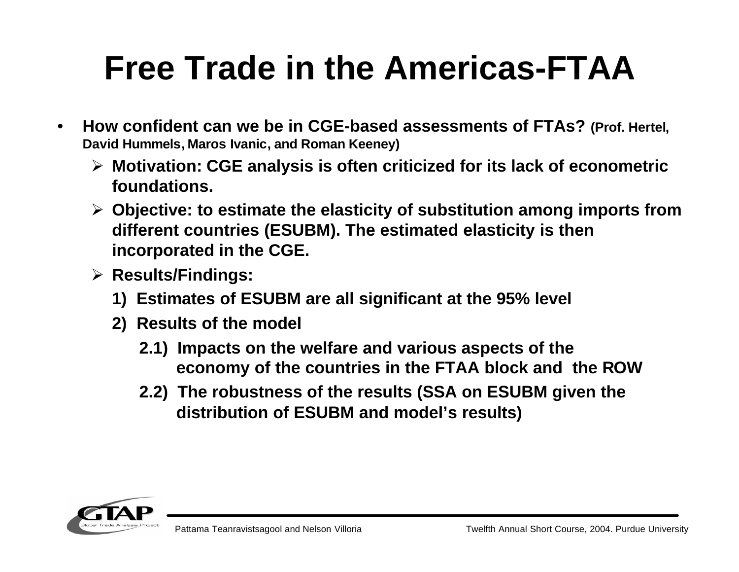# Free Trade in the Americas-FTAA

- **How confident can we be in CGE-based assessments of FTAs? (Prof. Hertel, David Hummels, Maros Ivanic, and Roman Keeney)**
  - **Motivation: CGE analysis is often criticized for its lack of econometric foundations.**
  - **Objective: to estimate the elasticity of substitution among imports from different countries (ESUBM). The estimated elasticity is then incorporated in the CGE.**
  - **Results/Findings:**
    - **1) Estimates of ESUBM are all significant at the 95% level**
    - **2) Results of the model**
      - **2.1) Impacts on the welfare and various aspects of the economy of the countries in the FTAA block and the ROW**
      - **2.2) The robustness of the results (SSA on ESUBM given the distribution of ESUBM and model's results)**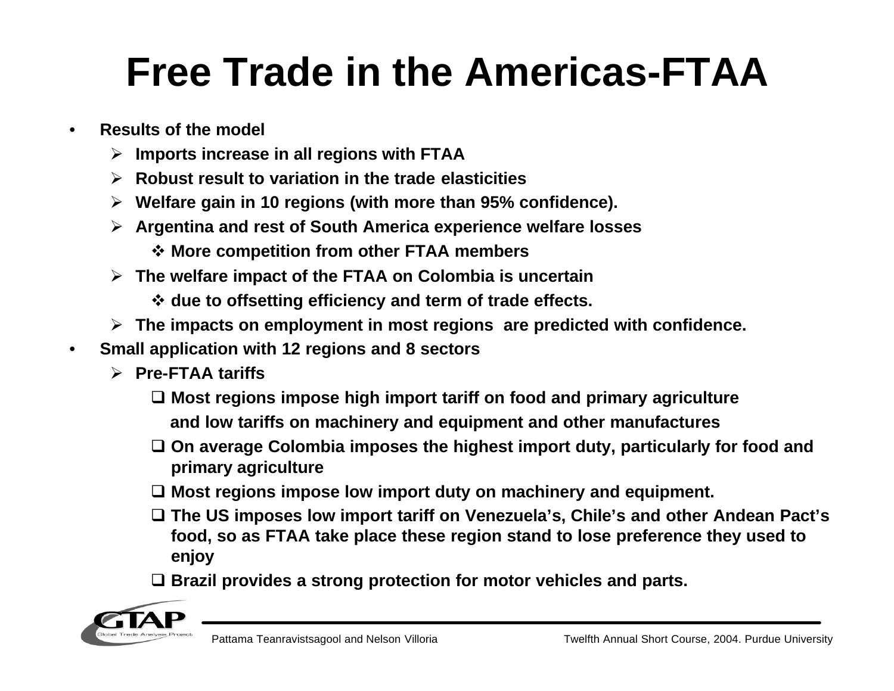# Free Trade in the Americas-FTAA

- **Results of the model**
  - **Imports increase in all regions with FTAA**
  - **Robust result to variation in the trade elasticities**
  - **Welfare gain in 10 regions (with more than 95% confidence).**
  - **Argentina and rest of South America experience welfare losses**
    - **More competition from other FTAA members**
  - **The welfare impact of the FTAA on Colombia is uncertain**
    - **due to offsetting efficiency and term of trade effects.**
  - **The impacts on employment in most regions are predicted with confidence.**
- **Small application with 12 regions and 8 sectors**
  - **Pre-FTAA tariffs**
    - **Most regions impose high import tariff on food and primary agriculture and low tariffs on machinery and equipment and other manufactures**
    - **On average Colombia imposes the highest import duty, particularly for food and primary agriculture**
    - **Most regions impose low import duty on machinery and equipment.**
    - **The US imposes low import tariff on Venezuela's, Chile's and other Andean Pact's food, so as FTAA take place these region stand to lose preference they used to enjoy**
    - **Brazil provides a strong protection for motor vehicles and parts.**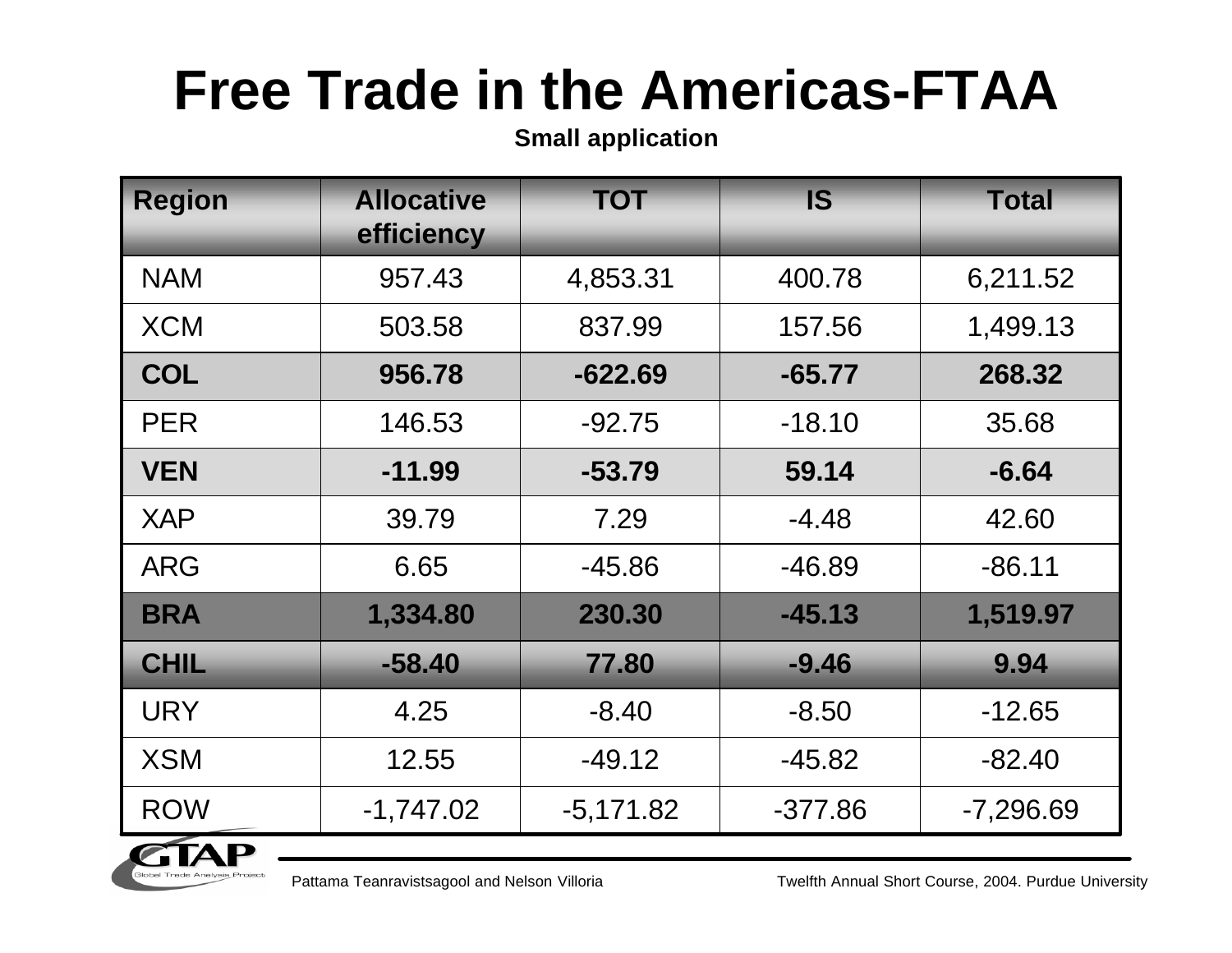# Free Trade in the Americas-FTAA

**Small application**

| Region | Allocative efficiency | TOT | IS | Total |
|---|---|---|---|---|
| NAM | 957.43 | 4,853.31 | 400.78 | 6,211.52 |
| XCM | 503.58 | 837.99 | 157.56 | 1,499.13 |
| **COL** | **956.78** | **-622.69** | **-65.77** | **268.32** |
| PER | 146.53 | -92.75 | -18.10 | 35.68 |
| **VEN** | **-11.99** | **-53.79** | **59.14** | **-6.64** |
| XAP | 39.79 | 7.29 | -4.48 | 42.60 |
| ARG | 6.65 | -45.86 | -46.89 | -86.11 |
| **BRA** | **1,334.80** | **230.30** | **-45.13** | **1,519.97** |
| **CHIL** | **-58.40** | **77.80** | **-9.46** | **9.94** |
| URY | 4.25 | -8.40 | -8.50 | -12.65 |
| XSM | 12.55 | -49.12 | -45.82 | -82.40 |
| ROW | -1,747.02 | -5,171.82 | -377.86 | -7,296.69 |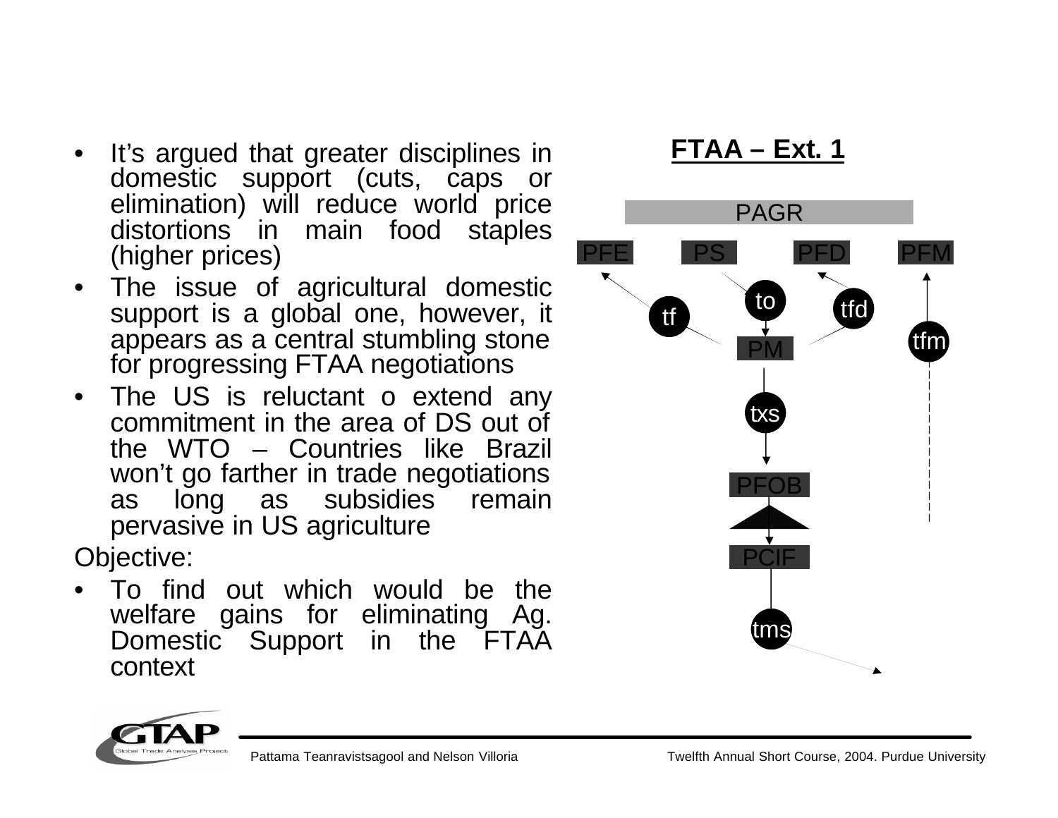## FTAA – Ext. 1

- It's argued that greater disciplines in domestic support (cuts, caps or elimination) will reduce world price distortions in main food staples (higher prices)
- The issue of agricultural domestic support is a global one, however, it appears as a central stumbling stone for progressing FTAA negotiations
- The US is reluctant o extend any commitment in the area of DS out of the WTO – Countries like Brazil won't go farther in trade negotiations as long as subsidies remain pervasive in US agriculture

Objective:

- To find out which would be the welfare gains for eliminating Ag. Domestic Support in the FTAA context

PAGR

PFE PS PFD PFM

tf to tfd tfm

PM

txs

PFOB

PCIF

tms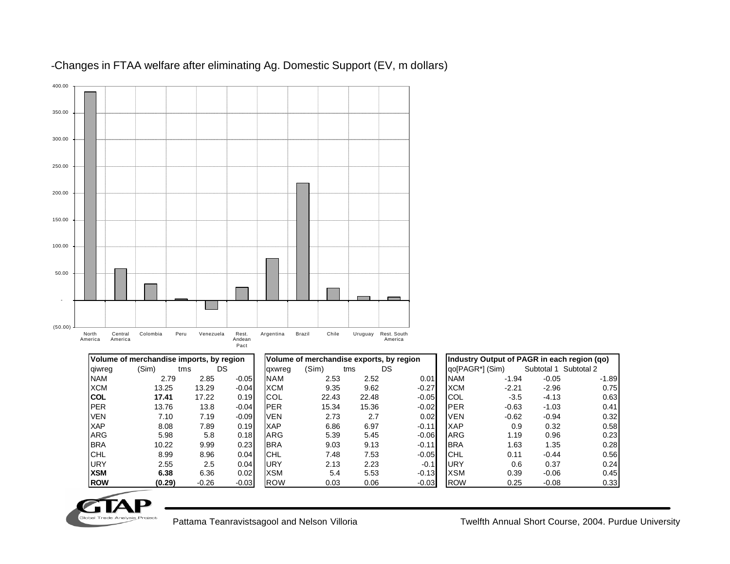-Changes in FTAA welfare after eliminating Ag. Domestic Support (EV, m dollars)

| Volume of merchandise imports, by region | | | |
|---|---|---|---|
| qiwreg | (Sim) | tms | DS |
| NAM | 2.79 | 2.85 | -0.05 |
| XCM | 13.25 | 13.29 | -0.04 |
| **COL** | **17.41** | 17.22 | 0.19 |
| PER | 13.76 | 13.8 | -0.04 |
| VEN | 7.10 | 7.19 | -0.09 |
| XAP | 8.08 | 7.89 | 0.19 |
| ARG | 5.98 | 5.8 | 0.18 |
| BRA | 10.22 | 9.99 | 0.23 |
| CHL | 8.99 | 8.96 | 0.04 |
| URY | 2.55 | 2.5 | 0.04 |
| **XSM** | **6.38** | 6.36 | 0.02 |
| **ROW** | **(0.29)** | -0.26 | -0.03 |

| Volume of merchandise exports, by region | | | |
|---|---|---|---|
| qxwreg | (Sim) | tms | DS |
| NAM | 2.53 | 2.52 | 0.01 |
| XCM | 9.35 | 9.62 | -0.27 |
| COL | 22.43 | 22.48 | -0.05 |
| PER | 15.34 | 15.36 | -0.02 |
| VEN | 2.73 | 2.7 | 0.02 |
| XAP | 6.86 | 6.97 | -0.11 |
| ARG | 5.39 | 5.45 | -0.06 |
| BRA | 9.03 | 9.13 | -0.11 |
| CHL | 7.48 | 7.53 | -0.05 |
| URY | 2.13 | 2.23 | -0.1 |
| XSM | 5.4 | 5.53 | -0.13 |
| ROW | 0.03 | 0.06 | -0.03 |

| Industry Output of PAGR in each region (qo) | | | |
|---|---|---|---|
| qo[PAGR*] | (Sim) | Subtotal 1 | Subtotal 2 |
| NAM | -1.94 | -0.05 | -1.89 |
| XCM | -2.21 | -2.96 | 0.75 |
| COL | -3.5 | -4.13 | 0.63 |
| PER | -0.63 | -1.03 | 0.41 |
| VEN | -0.62 | -0.94 | 0.32 |
| XAP | 0.9 | 0.32 | 0.58 |
| ARG | 1.19 | 0.96 | 0.23 |
| BRA | 1.63 | 1.35 | 0.28 |
| CHL | 0.11 | -0.44 | 0.56 |
| URY | 0.6 | 0.37 | 0.24 |
| XSM | 0.39 | -0.06 | 0.45 |
| ROW | 0.25 | -0.08 | 0.33 |

Pattama Teanravistsagool and Nelson Villoria — Twelfth Annual Short Course, 2004. Purdue University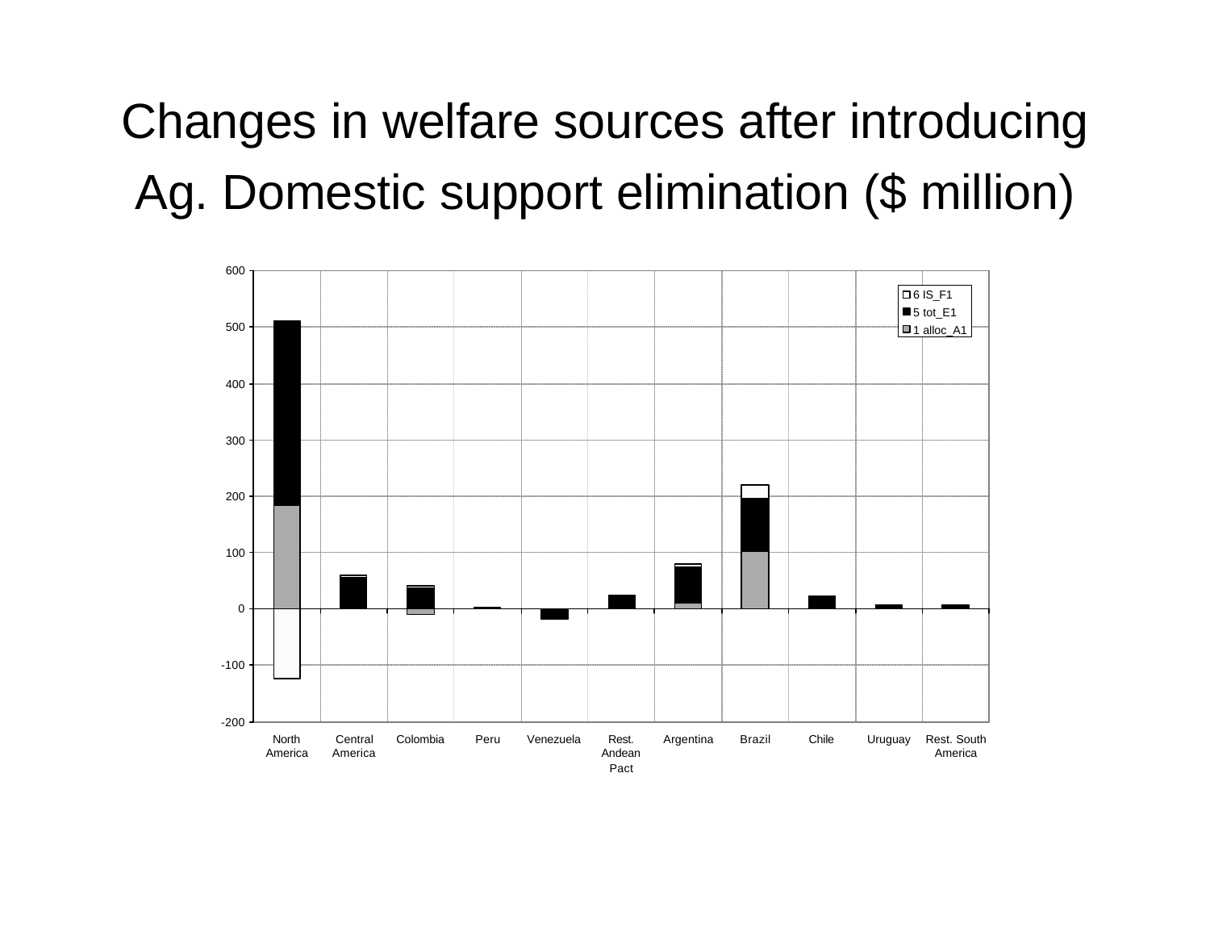# Changes in welfare sources after introducing Ag. Domestic support elimination ($ million)

600

500

400

300

200

100

0

-100

-200

6 IS_F1

5 tot_E1

1 alloc_A1

North America | Central America | Colombia | Peru | Venezuela | Rest. Andean Pact | Argentina | Brazil | Chile | Uruguay | Rest. South America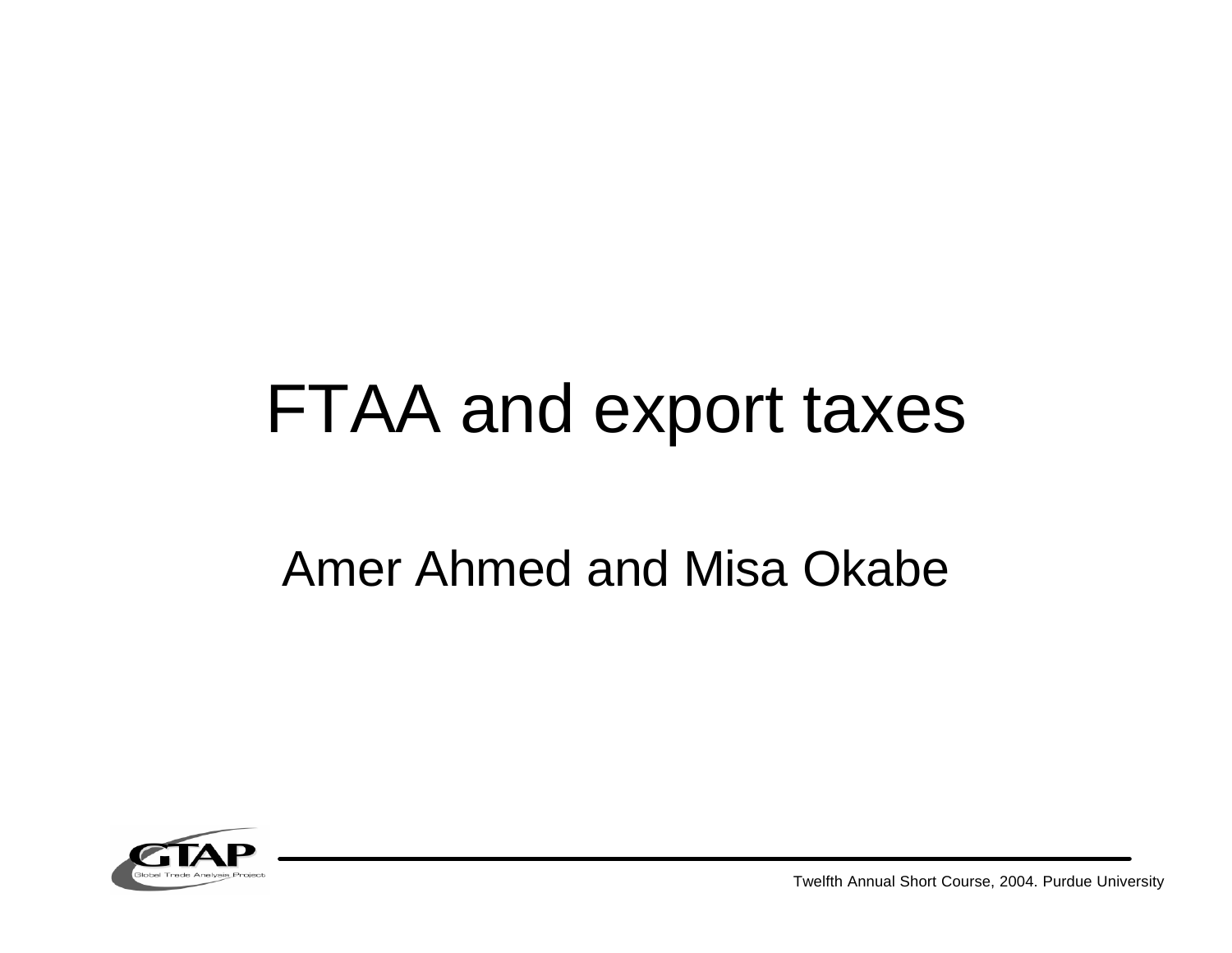# FTAA and export taxes

Amer Ahmed and Misa Okabe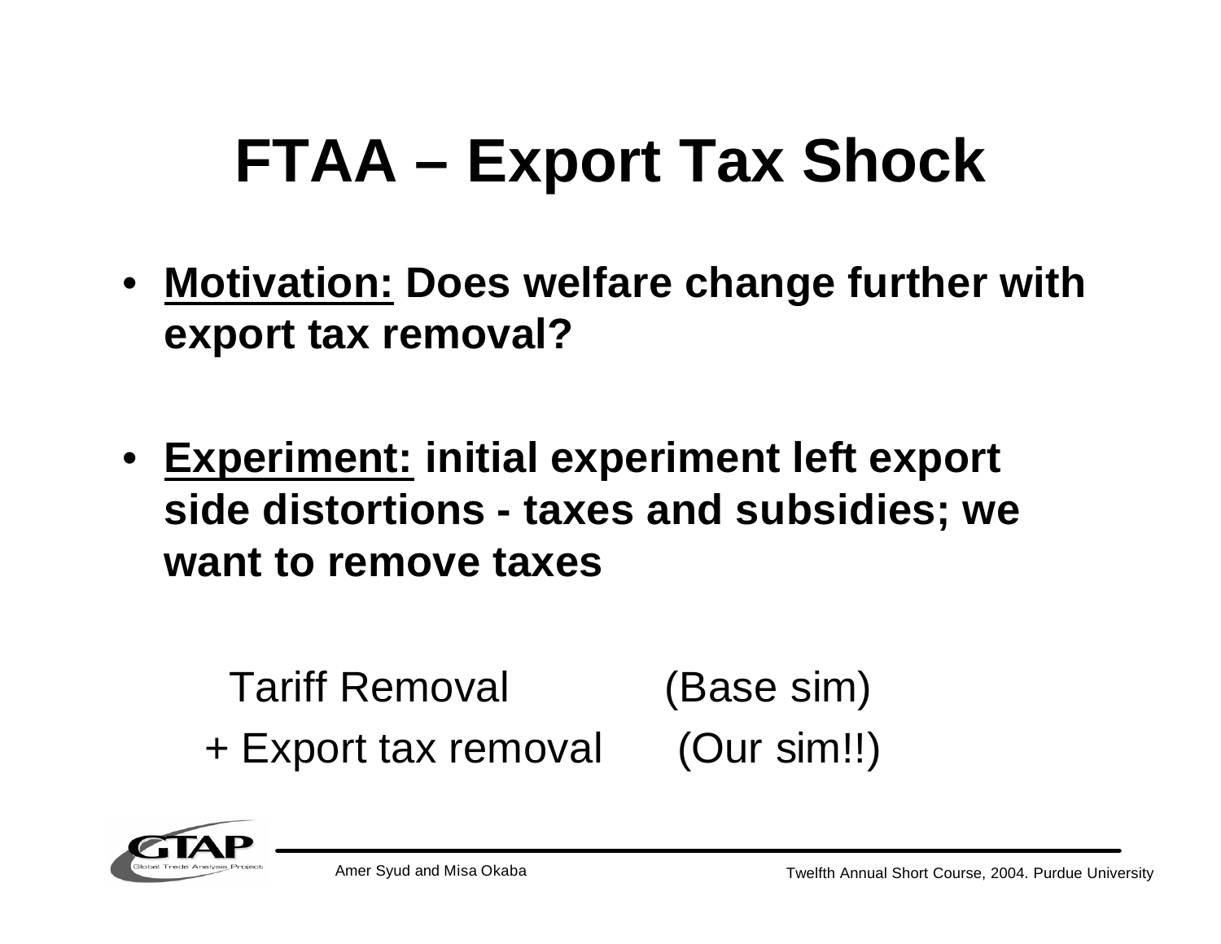# FTAA – Export Tax Shock

- **<u>Motivation:</u> Does welfare change further with export tax removal?**

- **<u>Experiment:</u> initial experiment left export side distortions - taxes and subsidies; we want to remove taxes**

| | |
|---|---|
| Tariff Removal | (Base sim) |
| + Export tax removal | (Our sim!!) |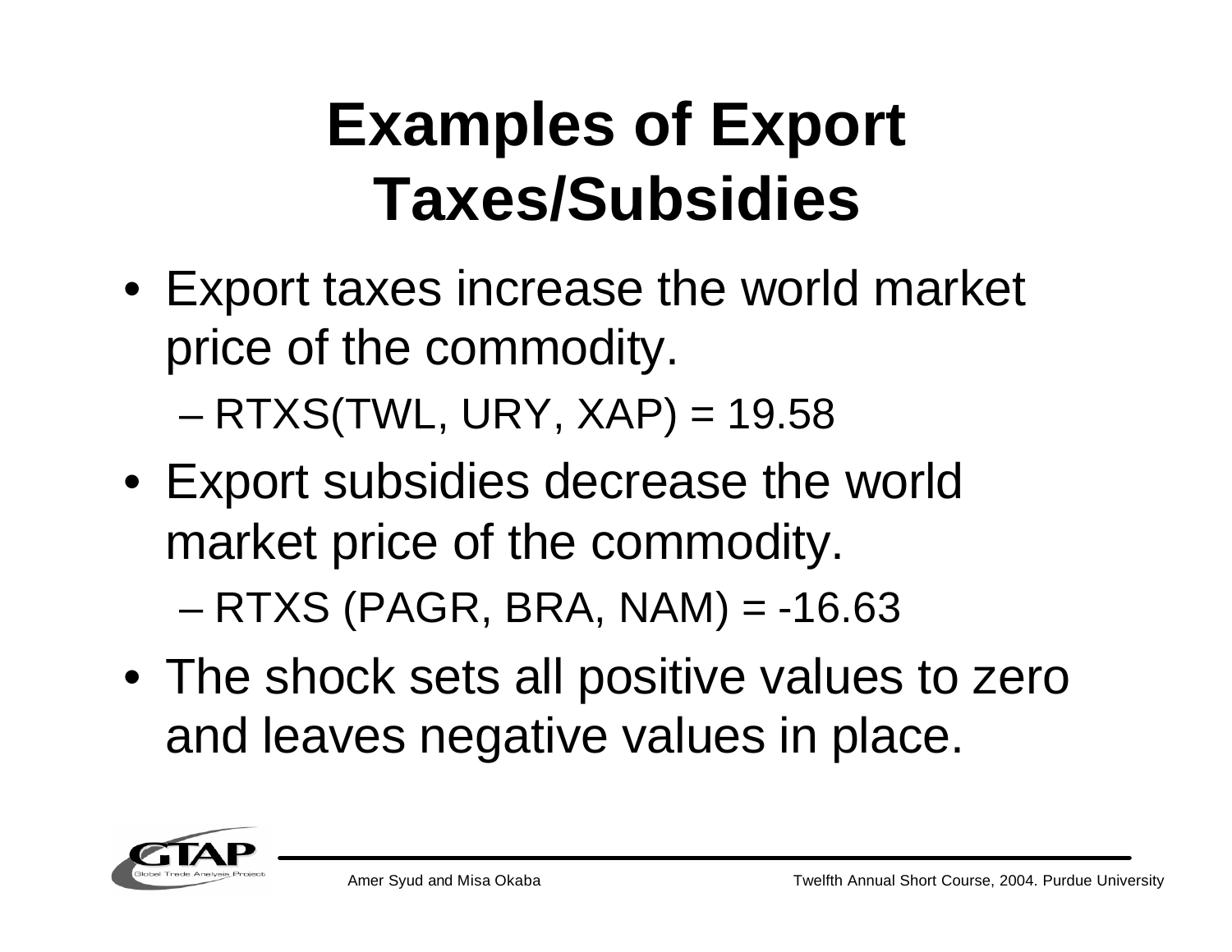# Examples of Export Taxes/Subsidies

- Export taxes increase the world market price of the commodity.
  - RTXS(TWL, URY, XAP) = 19.58
- Export subsidies decrease the world market price of the commodity.
  - RTXS (PAGR, BRA, NAM) = -16.63
- The shock sets all positive values to zero and leaves negative values in place.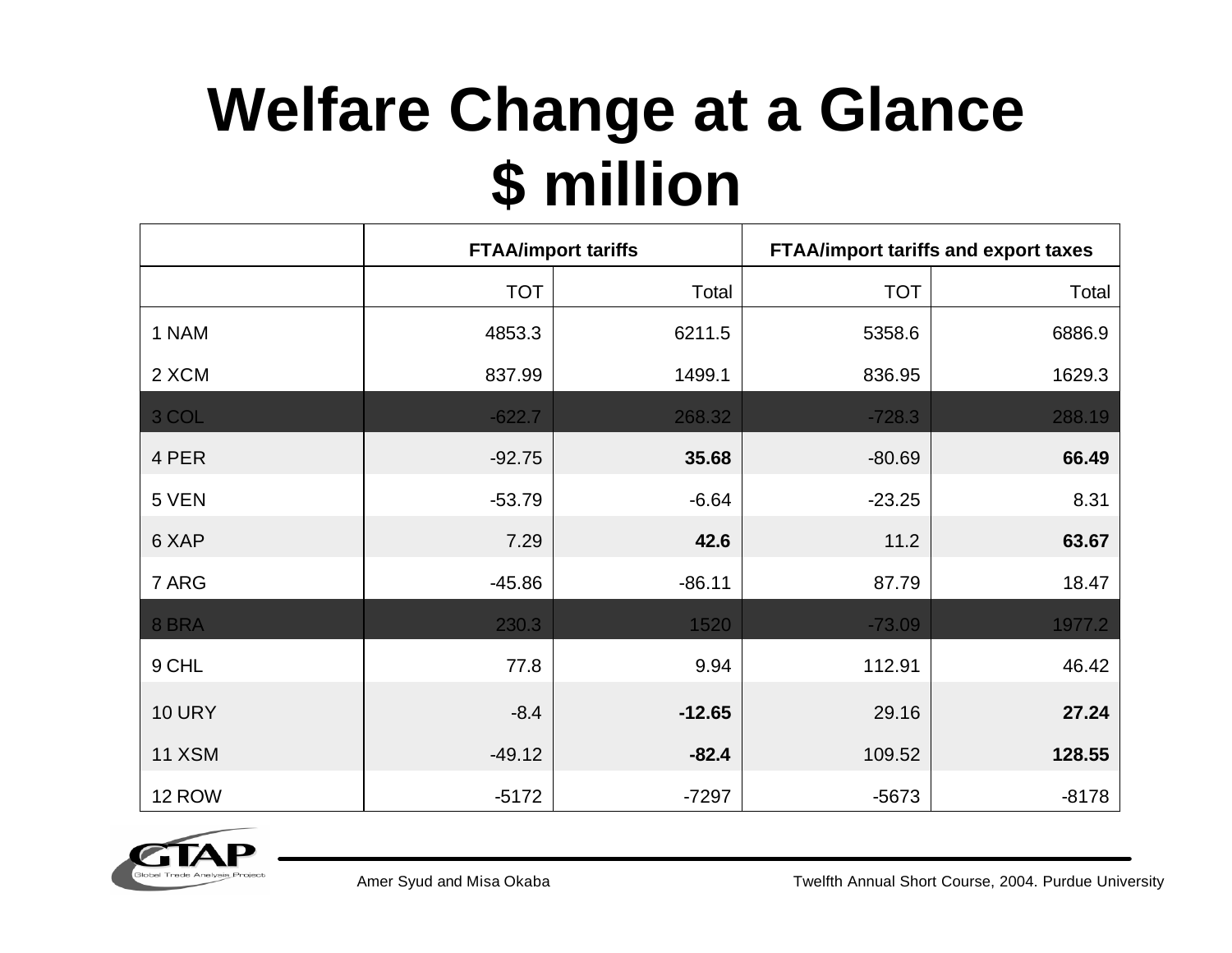# Welfare Change at a Glance $ million

| | FTAA/import tariffs | | FTAA/import tariffs and export taxes | |
|---|---|---|---|---|
| | TOT | Total | TOT | Total |
| 1 NAM | 4853.3 | 6211.5 | 5358.6 | 6886.9 |
| 2 XCM | 837.99 | 1499.1 | 836.95 | 1629.3 |
| 3 COL | -622.7 | 268.32 | -728.3 | 288.19 |
| 4 PER | -92.75 | **35.68** | -80.69 | **66.49** |
| 5 VEN | -53.79 | -6.64 | -23.25 | 8.31 |
| 6 XAP | 7.29 | **42.6** | 11.2 | **63.67** |
| 7 ARG | -45.86 | -86.11 | 87.79 | 18.47 |
| 8 BRA | 230.3 | 1520 | -73.09 | 1977.2 |
| 9 CHL | 77.8 | 9.94 | 112.91 | 46.42 |
| 10 URY | -8.4 | **-12.65** | 29.16 | **27.24** |
| 11 XSM | -49.12 | **-82.4** | 109.52 | **128.55** |
| 12 ROW | -5172 | -7297 | -5673 | -8178 |

Amer Syud and Misa Okaba

Twelfth Annual Short Course, 2004. Purdue University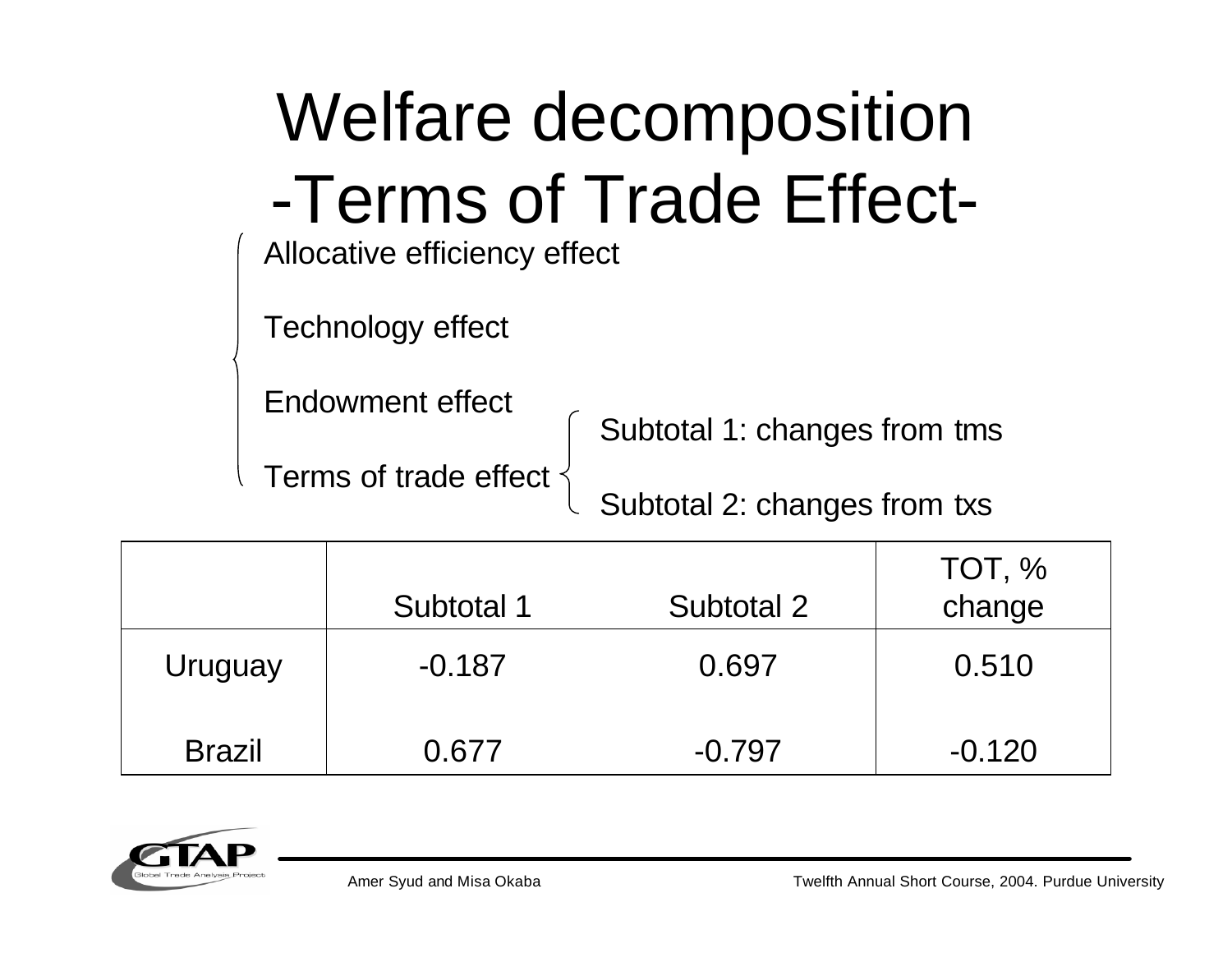# Welfare decomposition -Terms of Trade Effect-

- Allocative efficiency effect
- Technology effect
- Endowment effect
- Terms of trade effect
  - Subtotal 1: changes from tms
  - Subtotal 2: changes from txs

| | Subtotal 1 | Subtotal 2 | TOT, % change |
|---|---|---|---|
| Uruguay | -0.187 | 0.697 | 0.510 |
| Brazil | 0.677 | -0.797 | -0.120 |

Amer Syud and Misa Okaba

Twelfth Annual Short Course, 2004. Purdue University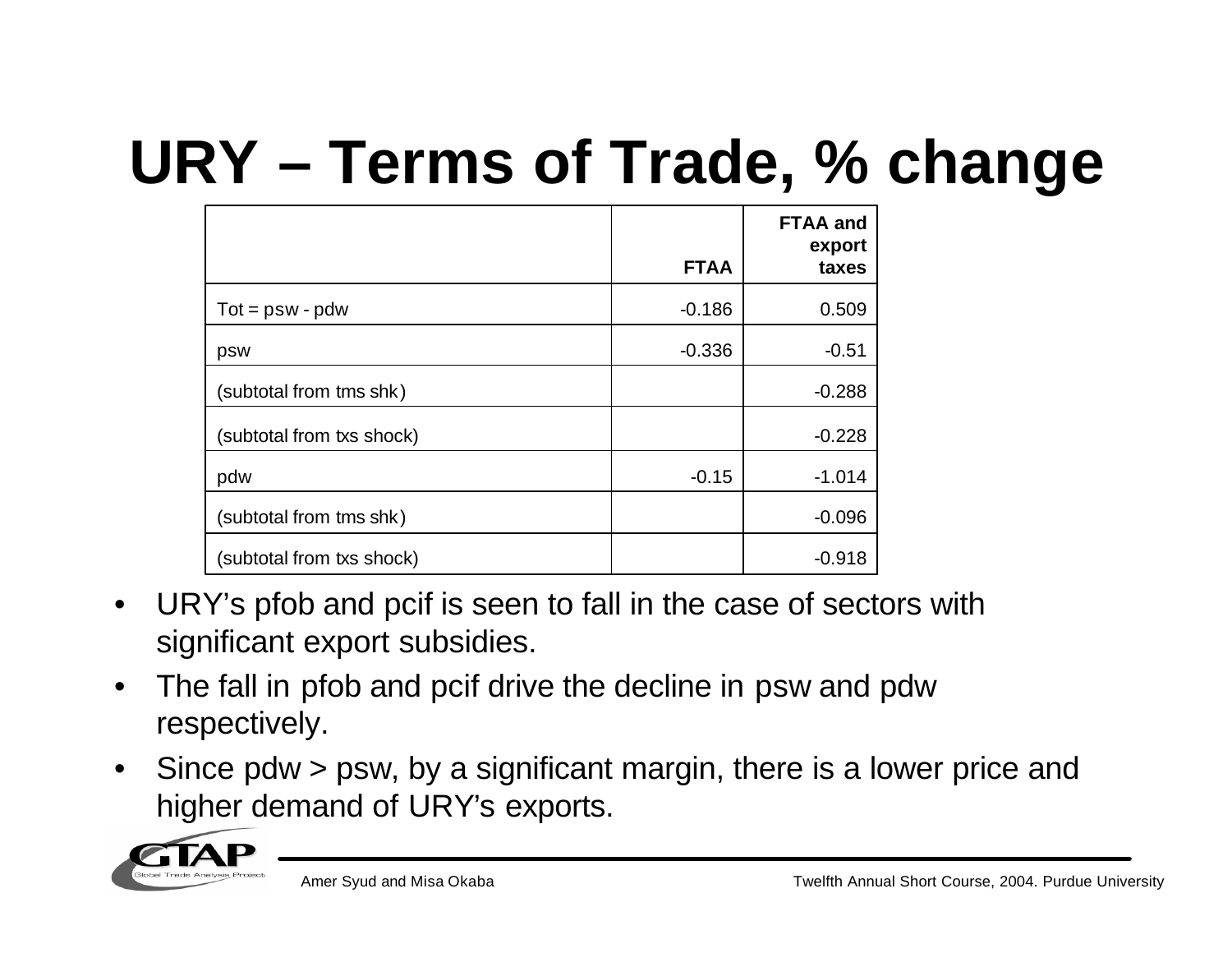# URY – Terms of Trade, % change

| | FTAA | FTAA and export taxes |
|---|---|---|
| Tot = psw - pdw | -0.186 | 0.509 |
| psw | -0.336 | -0.51 |
| (subtotal from tms shk) | | -0.288 |
| (subtotal from txs shock) | | -0.228 |
| pdw | -0.15 | -1.014 |
| (subtotal from tms shk) | | -0.096 |
| (subtotal from txs shock) | | -0.918 |

- URY's pfob and pcif is seen to fall in the case of sectors with significant export subsidies.
- The fall in pfob and pcif drive the decline in psw and pdw respectively.
- Since pdw > psw, by a significant margin, there is a lower price and higher demand of URY's exports.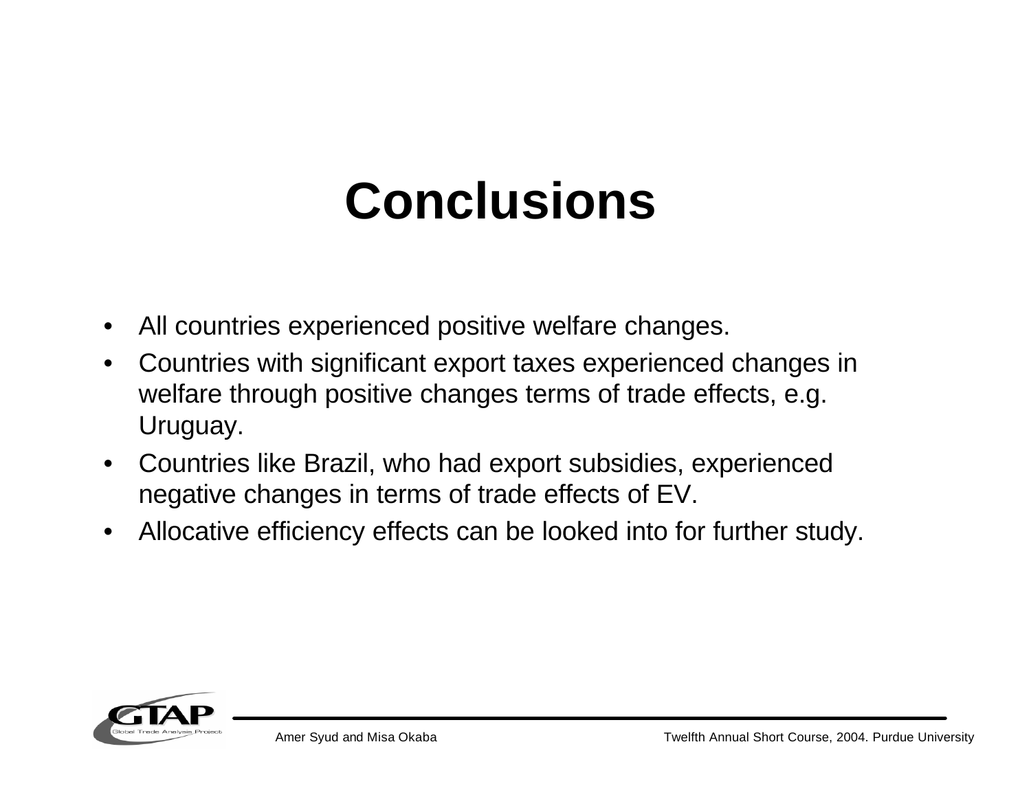# Conclusions

- All countries experienced positive welfare changes.
- Countries with significant export taxes experienced changes in welfare through positive changes terms of trade effects, e.g. Uruguay.
- Countries like Brazil, who had export subsidies, experienced negative changes in terms of trade effects of EV.
- Allocative efficiency effects can be looked into for further study.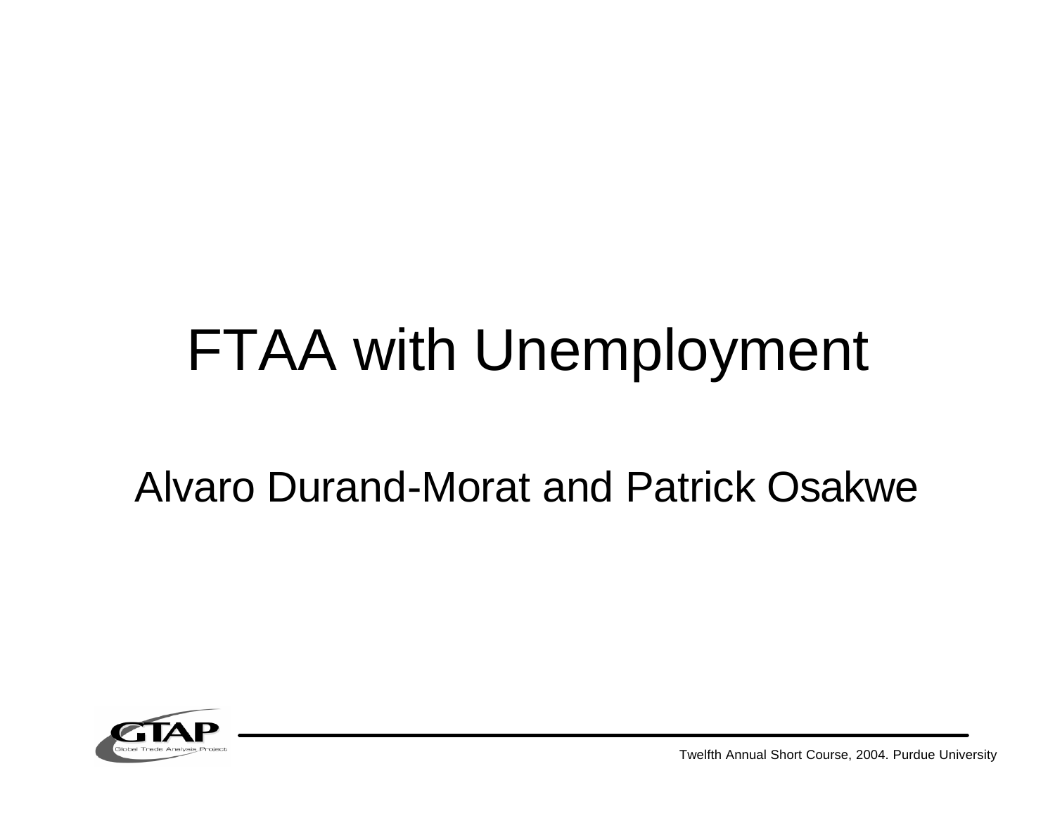# FTAA with Unemployment

Alvaro Durand-Morat and Patrick Osakwe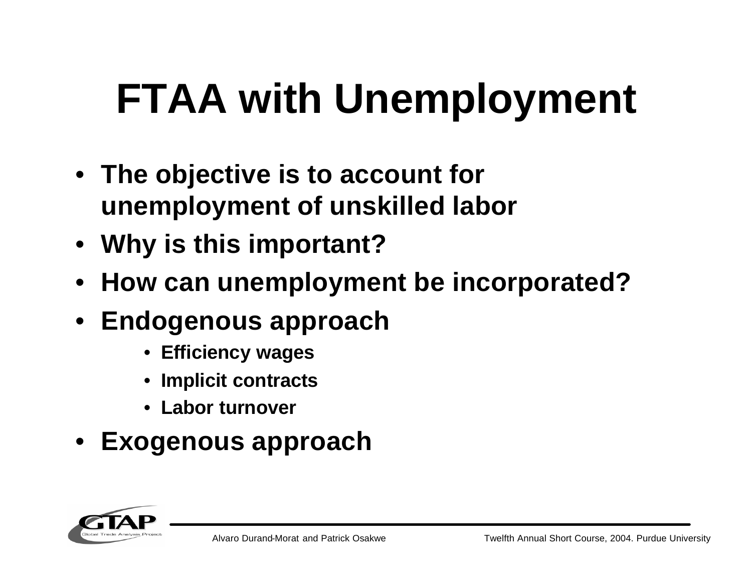# FTAA with Unemployment

- **The objective is to account for unemployment of unskilled labor**
- **Why is this important?**
- **How can unemployment be incorporated?**
- **Endogenous approach**
  - **Efficiency wages**
  - **Implicit contracts**
  - **Labor turnover**
- **Exogenous approach**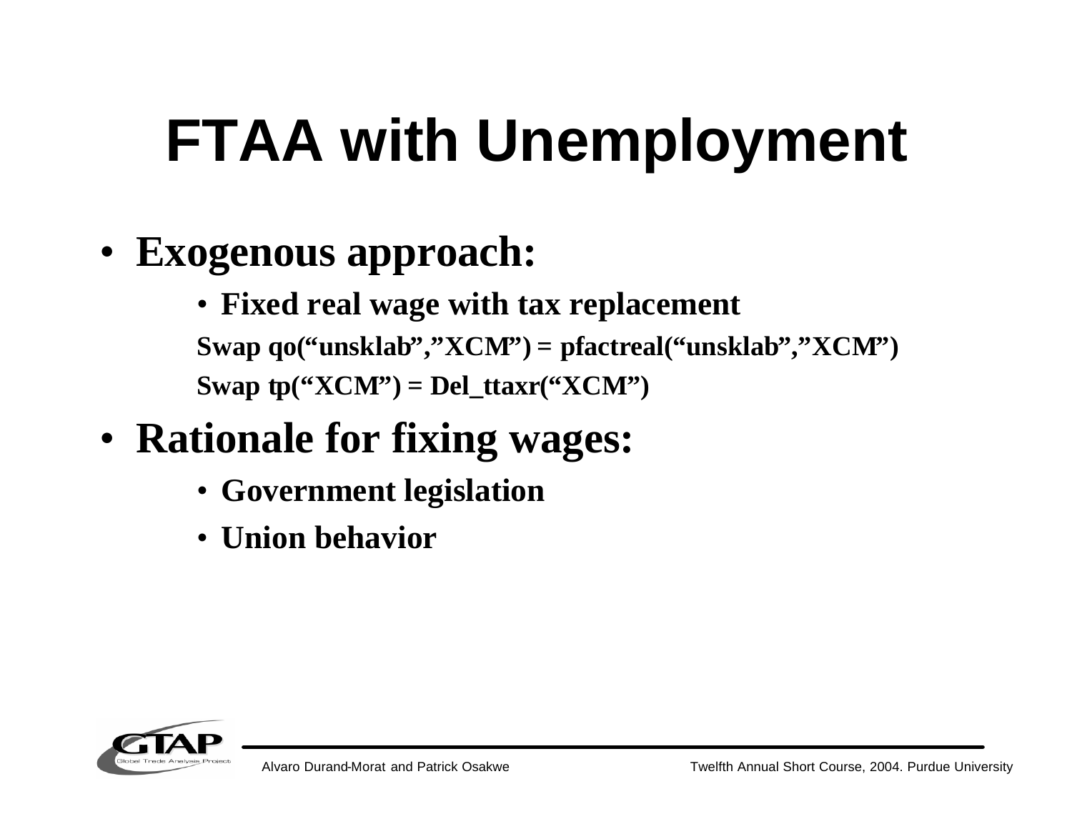# FTAA with Unemployment

- **Exogenous approach:**
  - **Fixed real wage with tax replacement**

  **Swap qo("unsklab","XCM") = pfactreal("unsklab","XCM")**

  **Swap tp("XCM") = Del_ttaxr("XCM")**

- **Rationale for fixing wages:**
  - **Government legislation**
  - **Union behavior**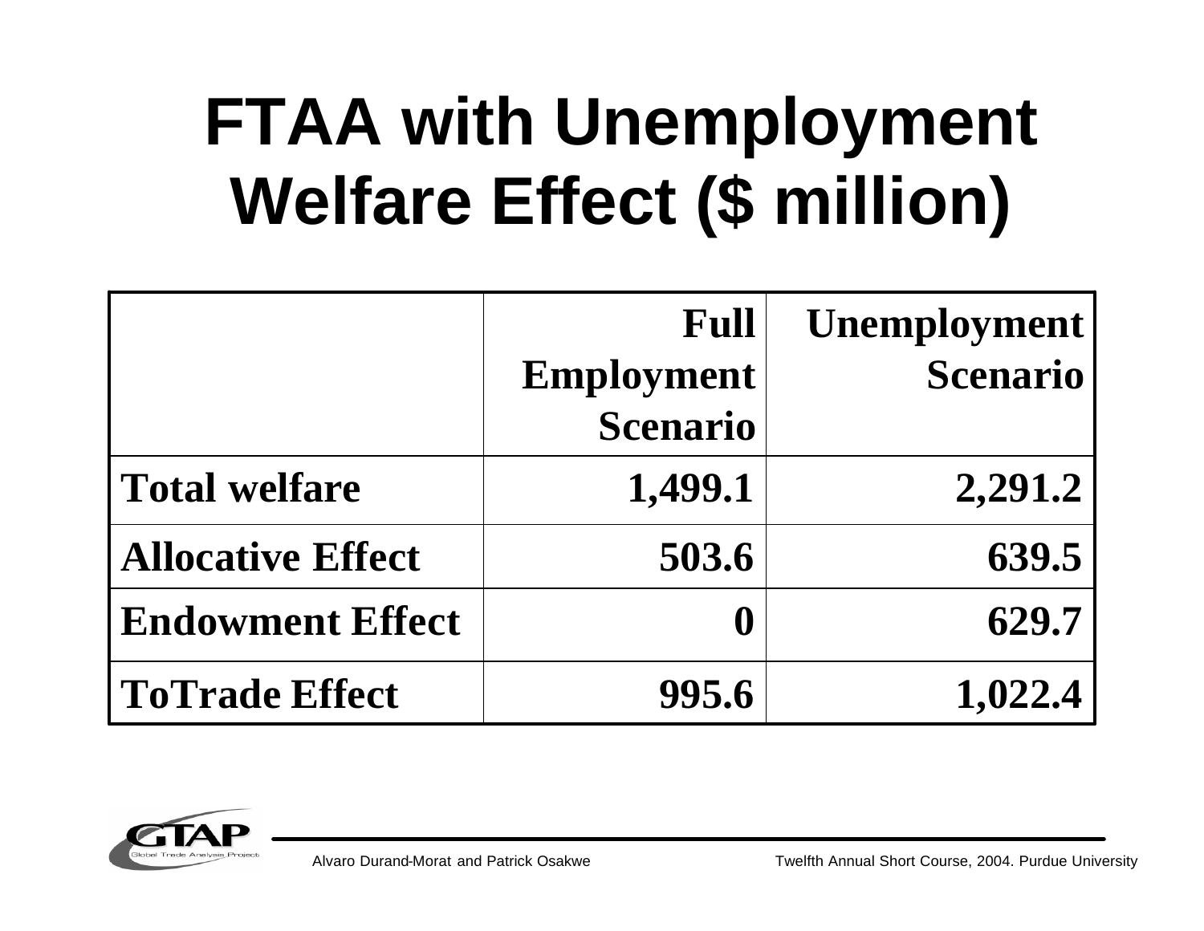# FTAA with Unemployment Welfare Effect ($ million)

| | Full Employment Scenario | Unemployment Scenario |
|---|---|---|
| **Total welfare** | **1,499.1** | **2,291.2** |
| **Allocative Effect** | **503.6** | **639.5** |
| **Endowment Effect** | **0** | **629.7** |
| **ToTrade Effect** | **995.6** | **1,022.4** |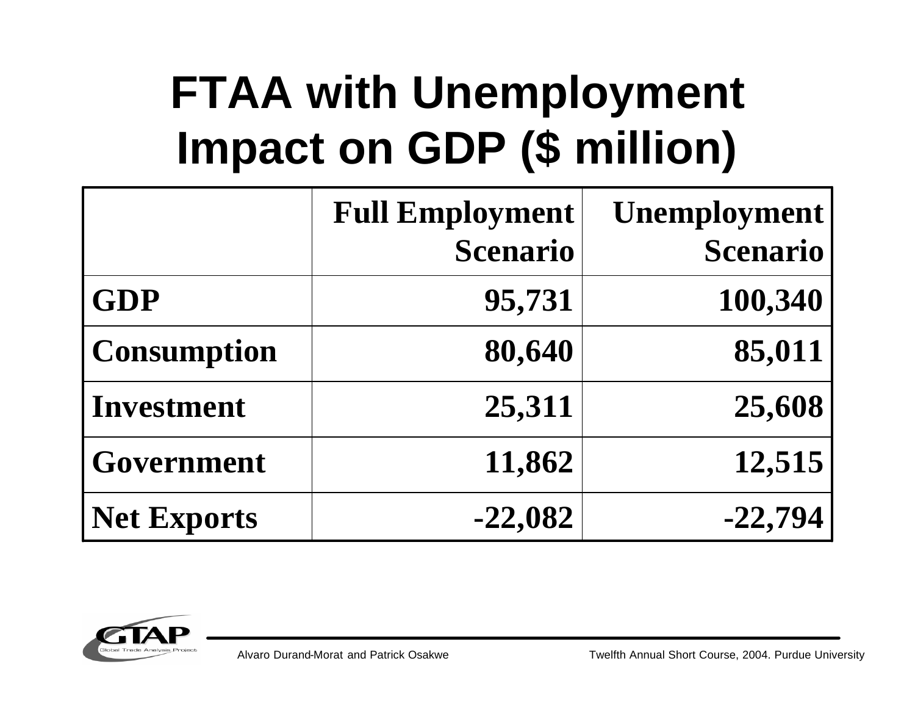# FTAA with Unemployment Impact on GDP ($ million)

| | Full Employment Scenario | Unemployment Scenario |
|---|---|---|
| **GDP** | 95,731 | 100,340 |
| **Consumption** | 80,640 | 85,011 |
| **Investment** | 25,311 | 25,608 |
| **Government** | 11,862 | 12,515 |
| **Net Exports** | -22,082 | -22,794 |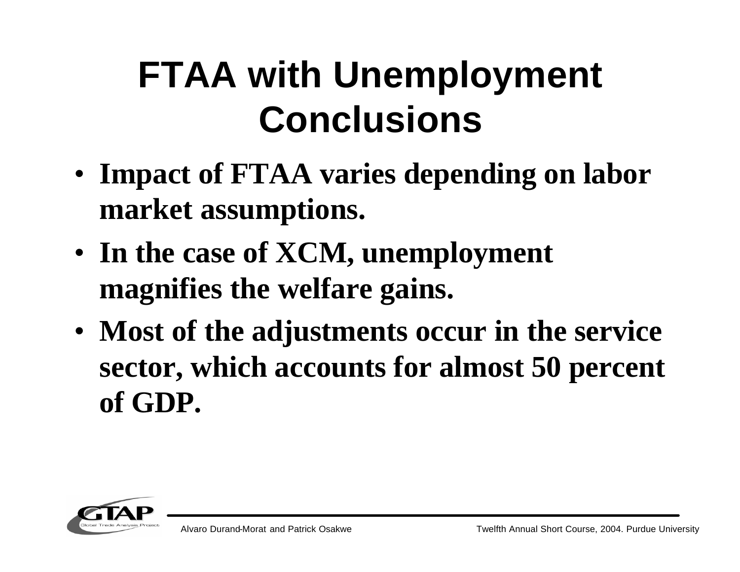# FTAA with Unemployment Conclusions

- **Impact of FTAA varies depending on labor market assumptions.**
- **In the case of XCM, unemployment magnifies the welfare gains.**
- **Most of the adjustments occur in the service sector, which accounts for almost 50 percent of GDP.**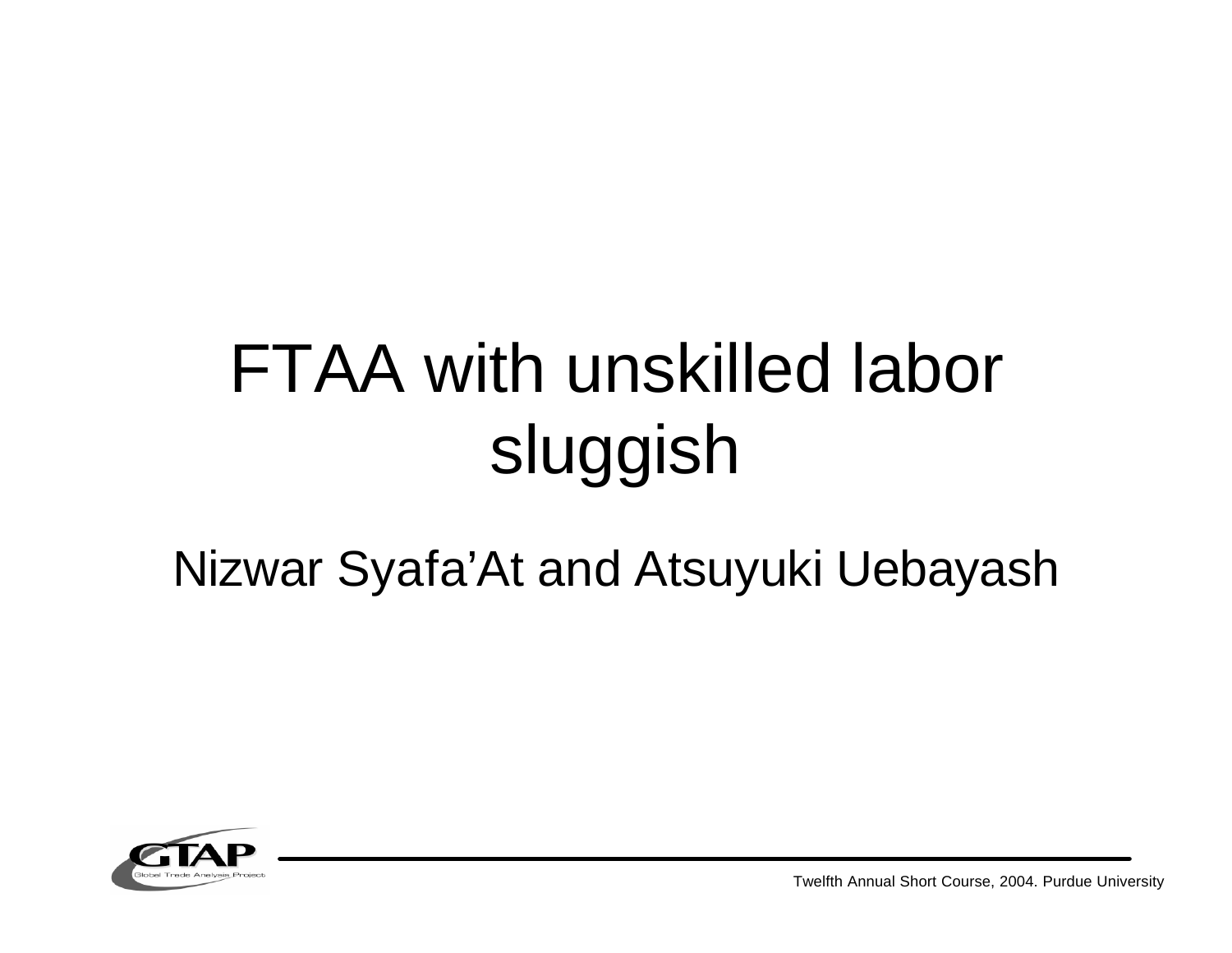# FTAA with unskilled labor sluggish

Nizwar Syafa'At and Atsuyuki Uebayash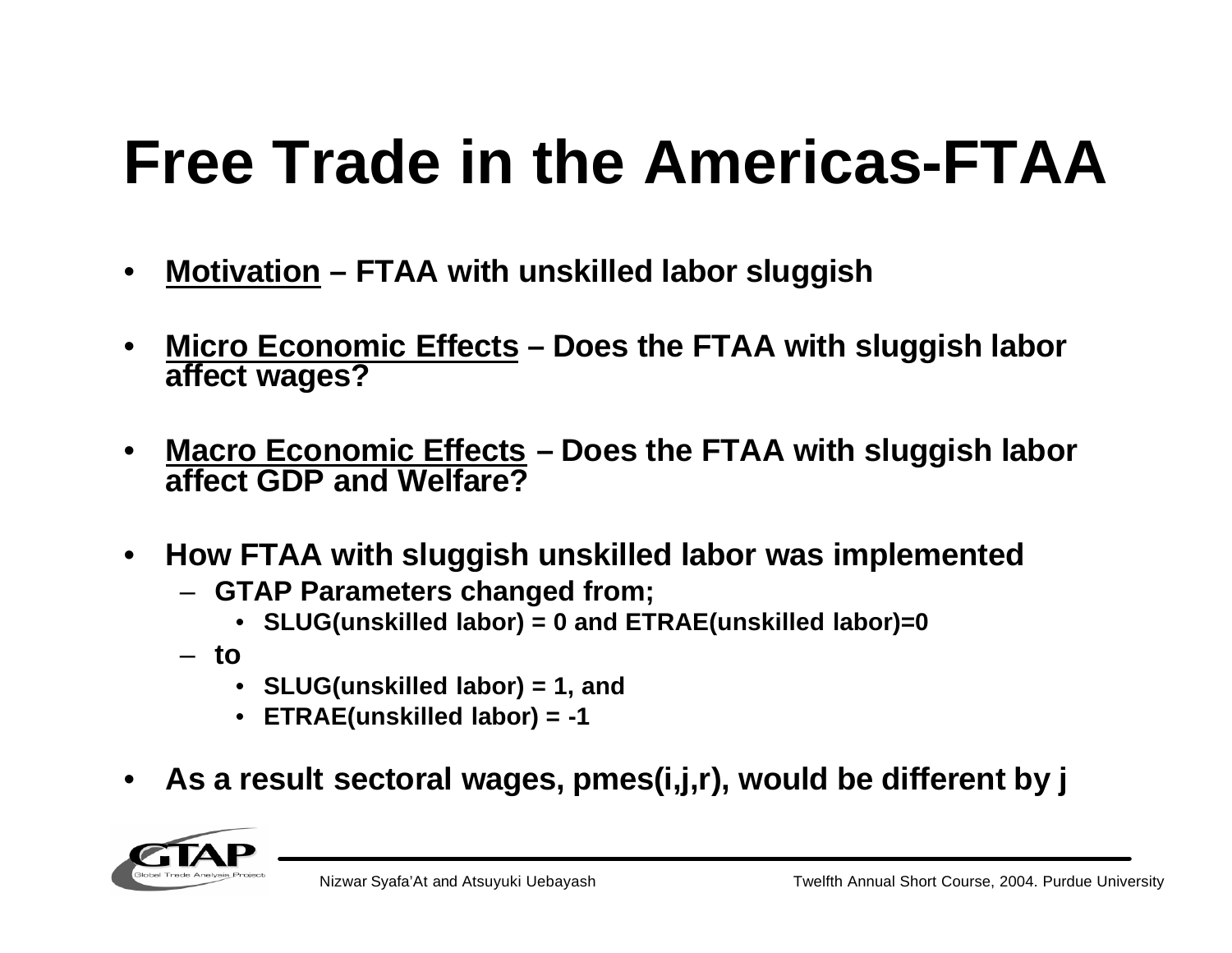# Free Trade in the Americas-FTAA

- **Motivation – FTAA with unskilled labor sluggish**
- **Micro Economic Effects – Does the FTAA with sluggish labor affect wages?**
- **Macro Economic Effects – Does the FTAA with sluggish labor affect GDP and Welfare?**
- **How FTAA with sluggish unskilled labor was implemented**
  - **GTAP Parameters changed from;**
    - **SLUG(unskilled labor) = 0 and ETRAE(unskilled labor)=0**
  - **to**
    - **SLUG(unskilled labor) = 1, and**
    - **ETRAE(unskilled labor) = -1**
- **As a result sectoral wages, pmes(i,j,r), would be different by j**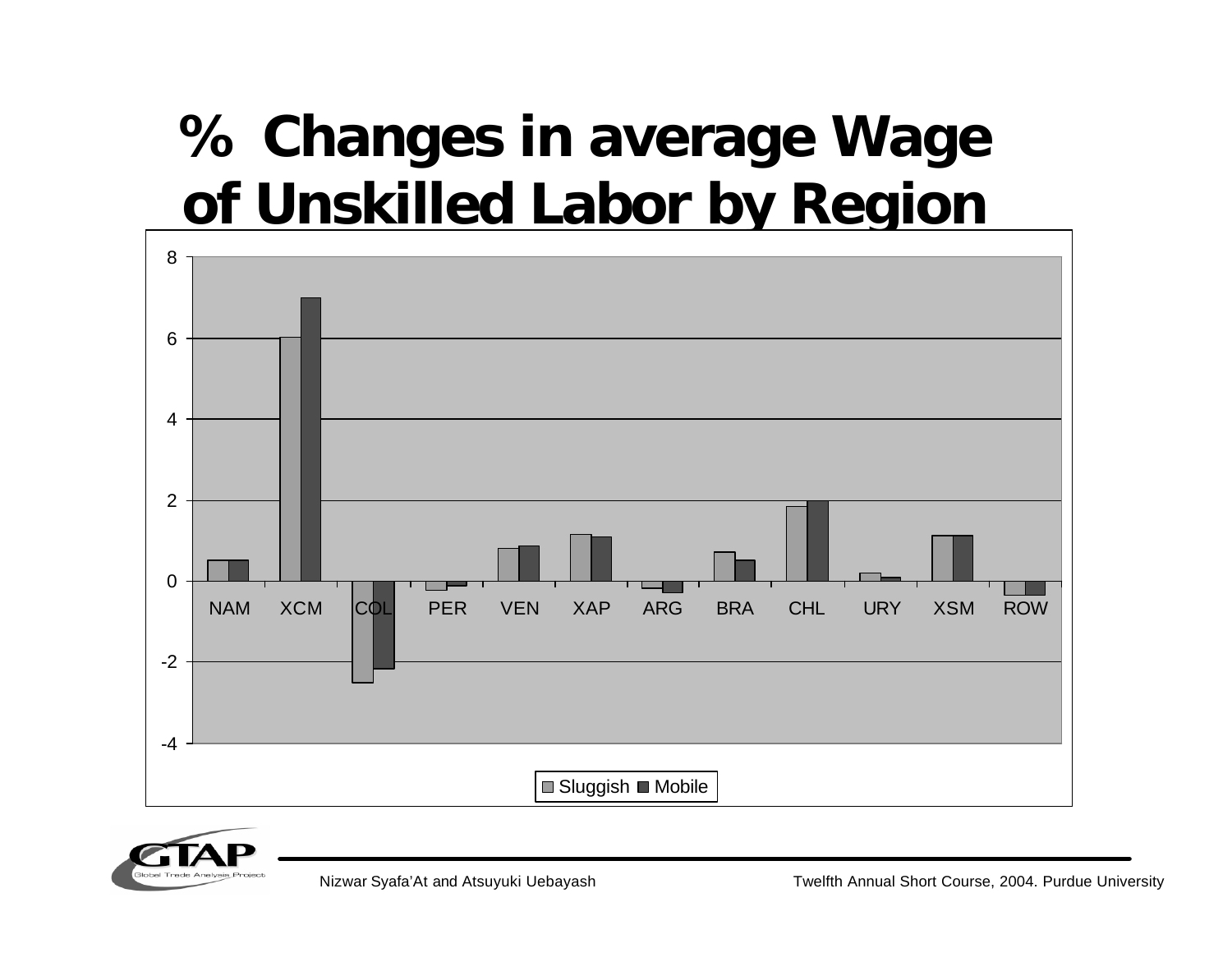# % Changes in average Wage of Unskilled Labor by Region

| Region | Sluggish | Mobile |
|---|---|---|
| NAM | 0.5 | 0.5 |
| XCM | 6.0 | 7.0 |
| COL | -2.5 | -2.2 |
| PER | -0.2 | -0.1 |
| VEN | 0.8 | 0.9 |
| XAP | 1.15 | 1.1 |
| ARG | -0.15 | -0.3 |
| BRA | 0.7 | 0.5 |
| CHL | 1.85 | 2.0 |
| URY | 0.2 | 0.1 |
| XSM | 1.1 | 1.1 |
| ROW | -0.35 | -0.35 |

■ Sluggish ■ Mobile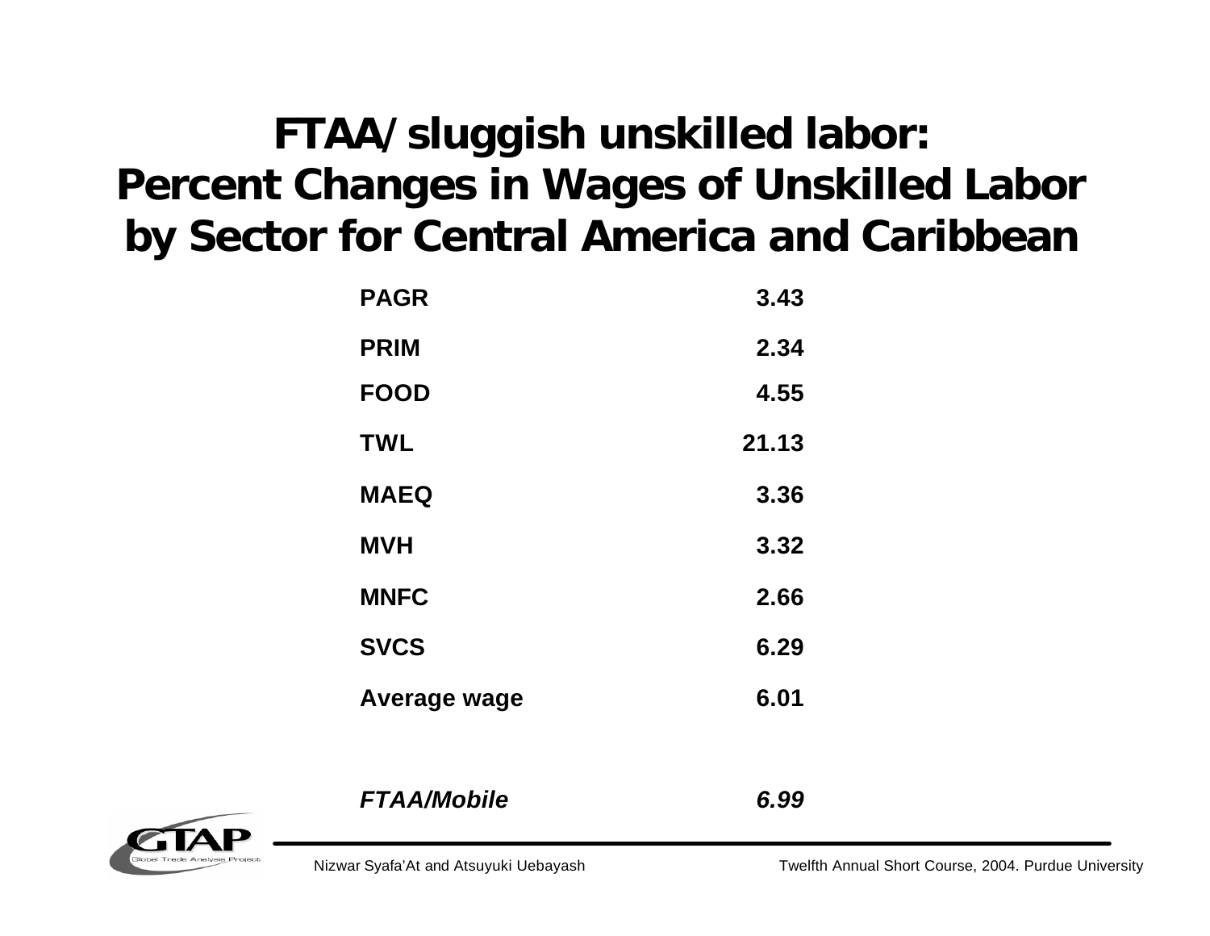# FTAA/sluggish unskilled labor: Percent Changes in Wages of Unskilled Labor by Sector for Central America and Caribbean

| | |
|---|---|
| **PAGR** | **3.43** |
| **PRIM** | **2.34** |
| **FOOD** | **4.55** |
| **TWL** | **21.13** |
| **MAEQ** | **3.36** |
| **MVH** | **3.32** |
| **MNFC** | **2.66** |
| **SVCS** | **6.29** |
| **Average wage** | **6.01** |
| | |
| ***FTAA/Mobile*** | ***6.99*** |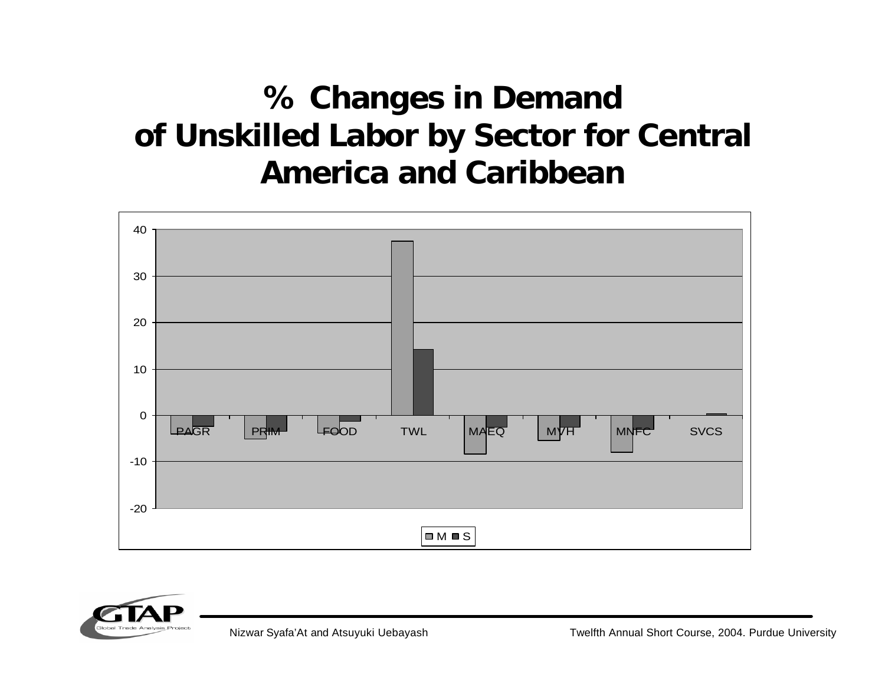# % Changes in Demand of Unskilled Labor by Sector for Central America and Caribbean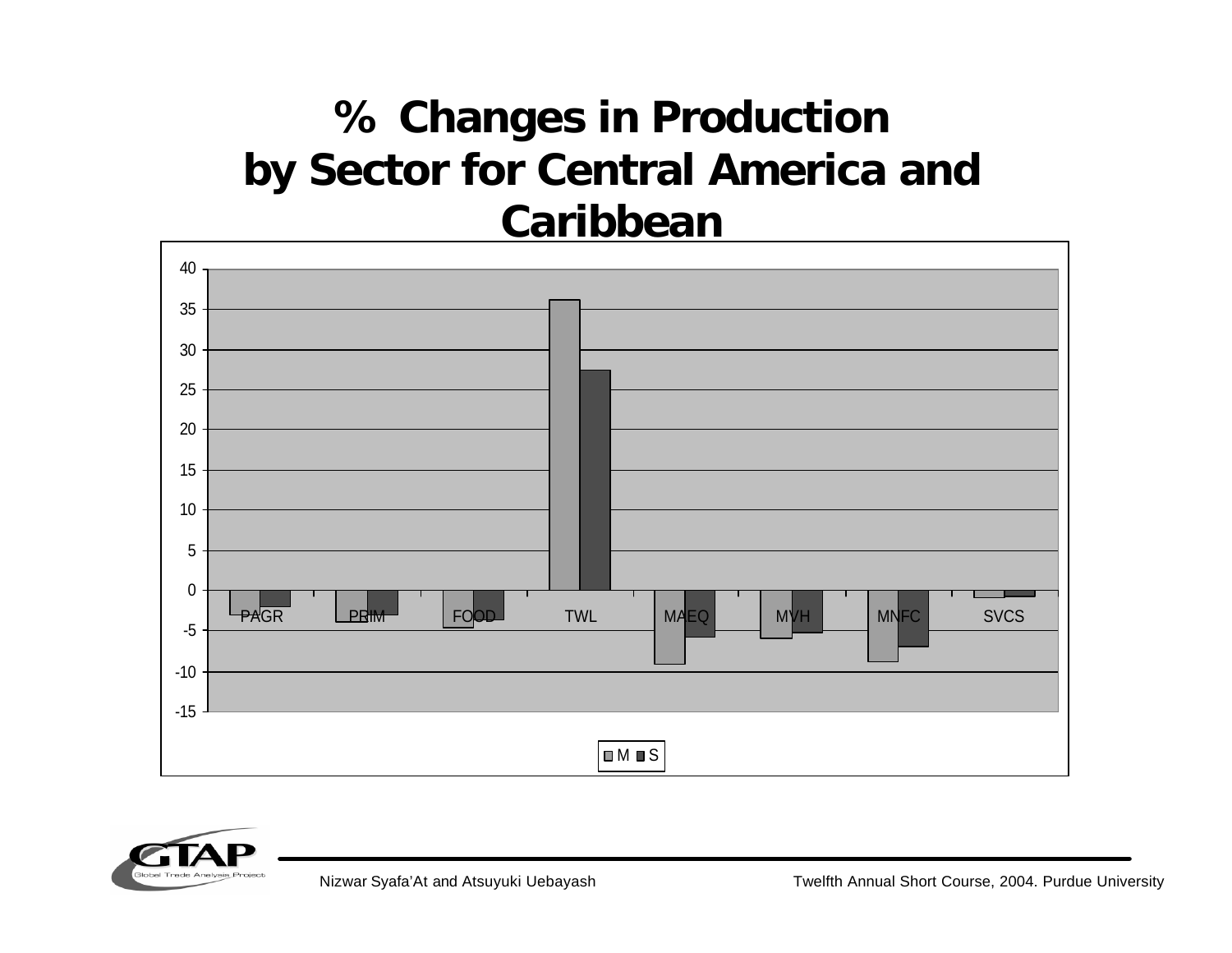# % Changes in Production by Sector for Central America and Caribbean

| Sector | M | S |
|---|---|---|
| PAGR | -3.0 | -2.0 |
| PRIM | -3.9 | -3.0 |
| FOOD | -4.6 | -3.6 |
| TWL | 36.2 | 27.4 |
| MAEQ | -9.1 | -5.8 |
| MVH | -5.9 | -5.2 |
| MNFC | -8.8 | -6.9 |
| SVCS | -0.8 | -0.7 |

Note: values are approximate readings from the bar chart (y-axis from -15 to 40); no data labels appear on the chart.

Nizwar Syafa'At and Atsuyuki Uebayash

Twelfth Annual Short Course, 2004. Purdue University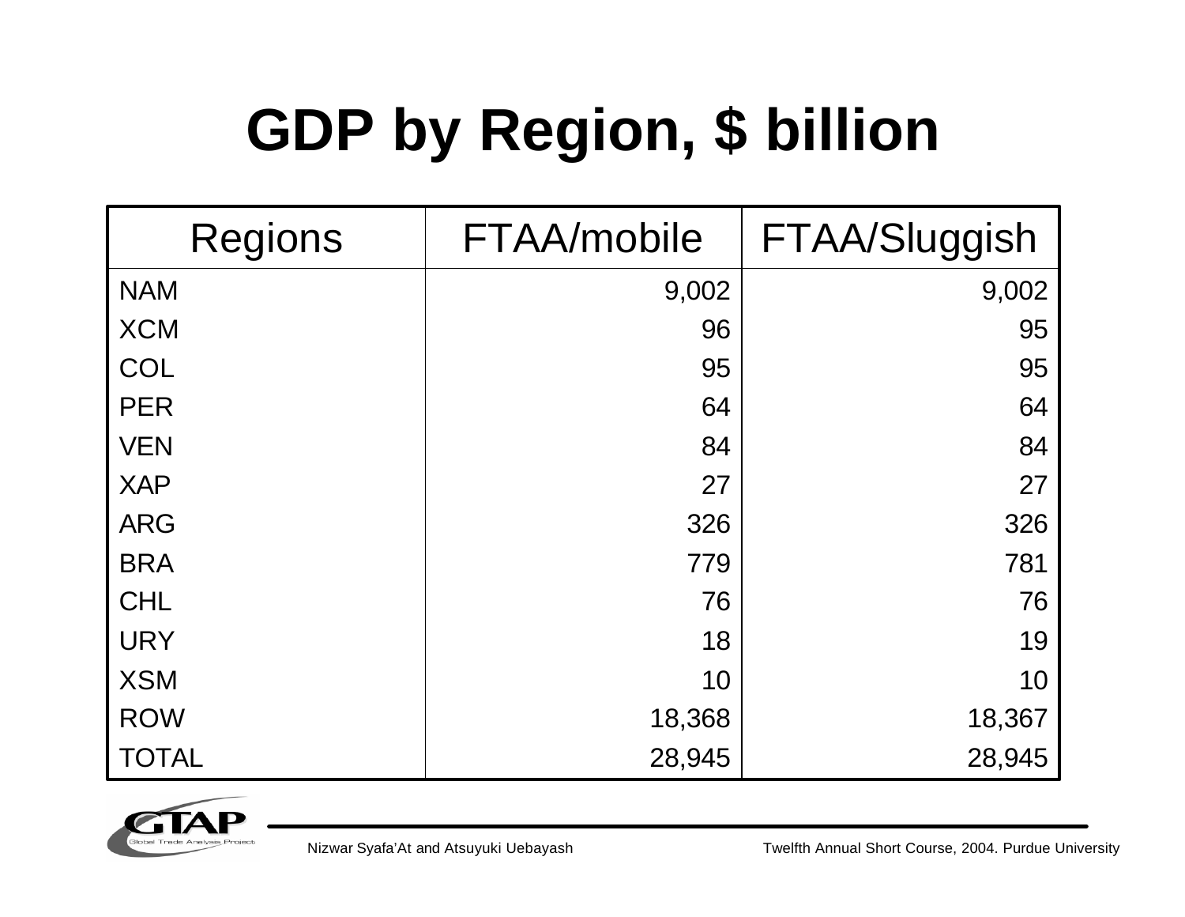# GDP by Region, $ billion

| Regions | FTAA/mobile | FTAA/Sluggish |
|---|---|---|
| NAM | 9,002 | 9,002 |
| XCM | 96 | 95 |
| COL | 95 | 95 |
| PER | 64 | 64 |
| VEN | 84 | 84 |
| XAP | 27 | 27 |
| ARG | 326 | 326 |
| BRA | 779 | 781 |
| CHL | 76 | 76 |
| URY | 18 | 19 |
| XSM | 10 | 10 |
| ROW | 18,368 | 18,367 |
| TOTAL | 28,945 | 28,945 |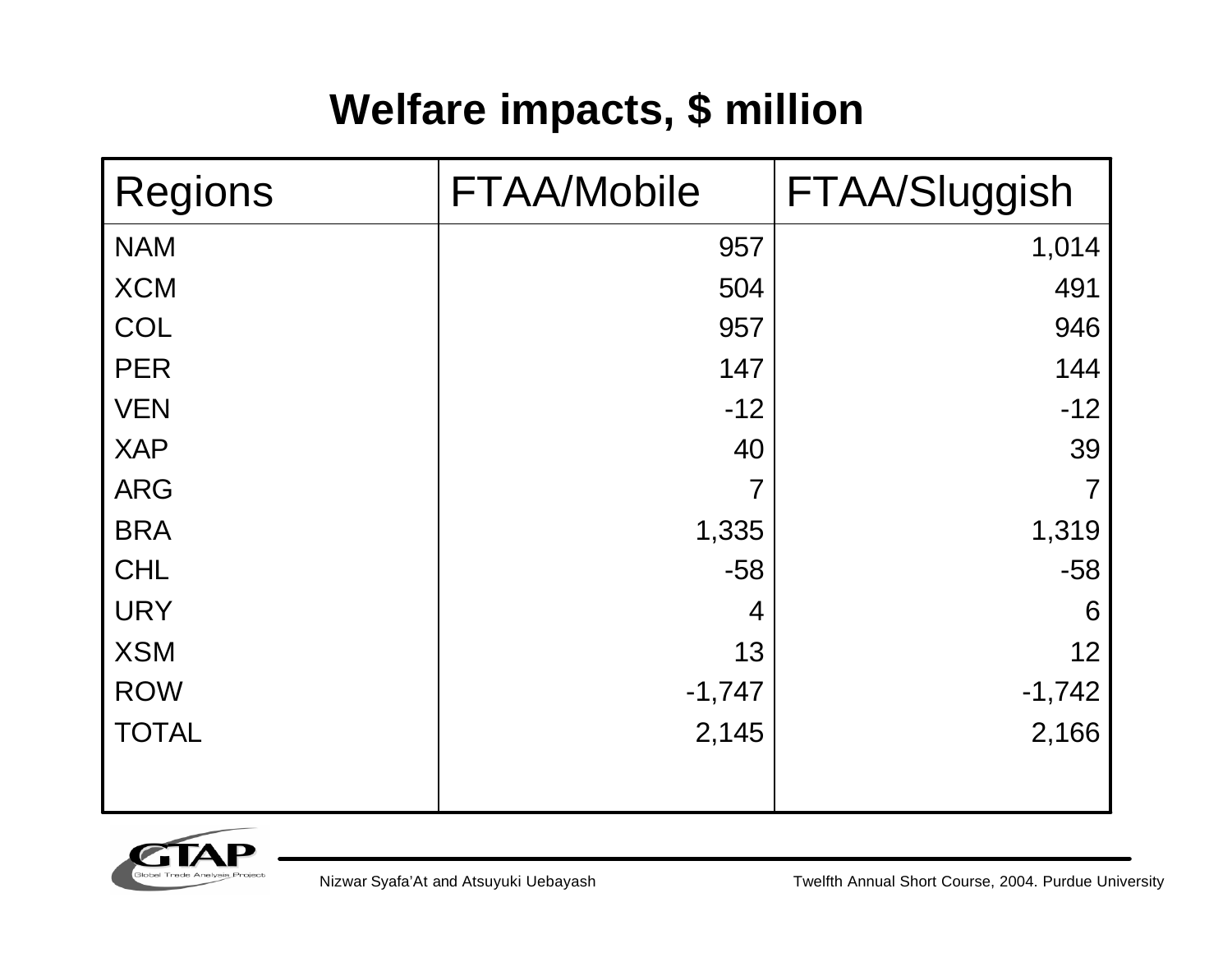# Welfare impacts, $ million

| Regions | FTAA/Mobile | FTAA/Sluggish |
|---|---|---|
| NAM | 957 | 1,014 |
| XCM | 504 | 491 |
| COL | 957 | 946 |
| PER | 147 | 144 |
| VEN | -12 | -12 |
| XAP | 40 | 39 |
| ARG | 7 | 7 |
| BRA | 1,335 | 1,319 |
| CHL | -58 | -58 |
| URY | 4 | 6 |
| XSM | 13 | 12 |
| ROW | -1,747 | -1,742 |
| TOTAL | 2,145 | 2,166 |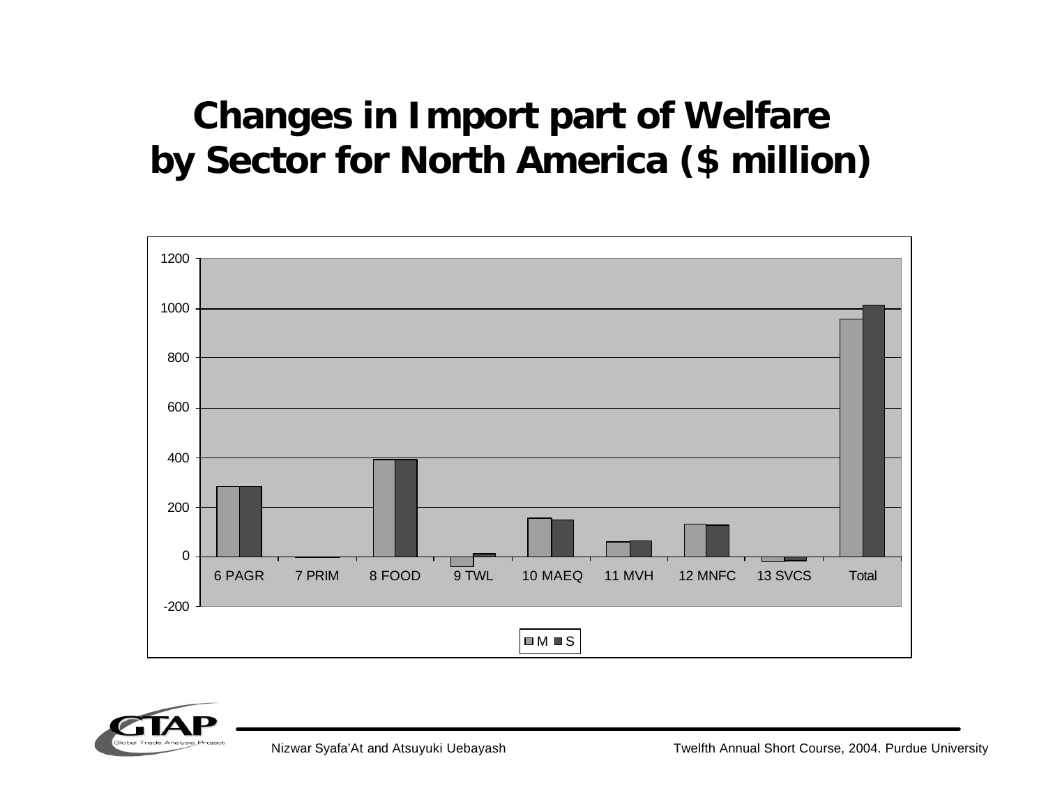# Changes in Import part of Welfare by Sector for North America ($ million)

1200
1000
800
600
400
200
0
-200

6 PAGR
7 PRIM
8 FOOD
9 TWL
10 MAEQ
11 MVH
12 MNFC
13 SVCS
Total

M S